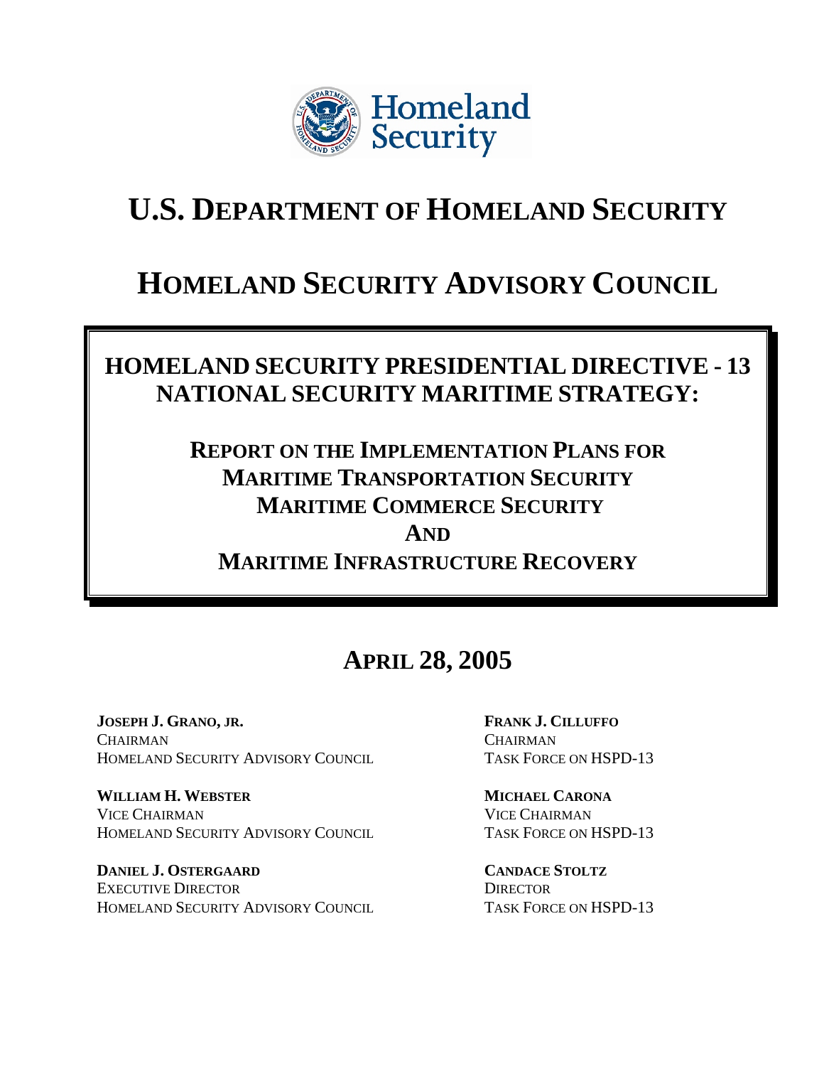Homeland Security

# U.S. DEPARTMENT OF HOMELAND SECURITY

# HOMELAND SECURITY ADVISORY COUNCIL

## HOMELAND SECURITY PRESIDENTIAL DIRECTIVE - 13 NATIONAL SECURITY MARITIME STRATEGY:

### REPORT ON THE IMPLEMENTATION PLANS FOR MARITIME TRANSPORTATION SECURITY MARITIME COMMERCE SECURITY AND MARITIME INFRASTRUCTURE RECOVERY

## APRIL 28, 2005

**JOSEPH J. GRANO, JR.**
CHAIRMAN
HOMELAND SECURITY ADVISORY COUNCIL

**WILLIAM H. WEBSTER**
VICE CHAIRMAN
HOMELAND SECURITY ADVISORY COUNCIL

**DANIEL J. OSTERGAARD**
EXECUTIVE DIRECTOR
HOMELAND SECURITY ADVISORY COUNCIL

**FRANK J. CILLUFFO**
CHAIRMAN
TASK FORCE ON HSPD-13

**MICHAEL CARONA**
VICE CHAIRMAN
TASK FORCE ON HSPD-13

**CANDACE STOLTZ**
DIRECTOR
TASK FORCE ON HSPD-13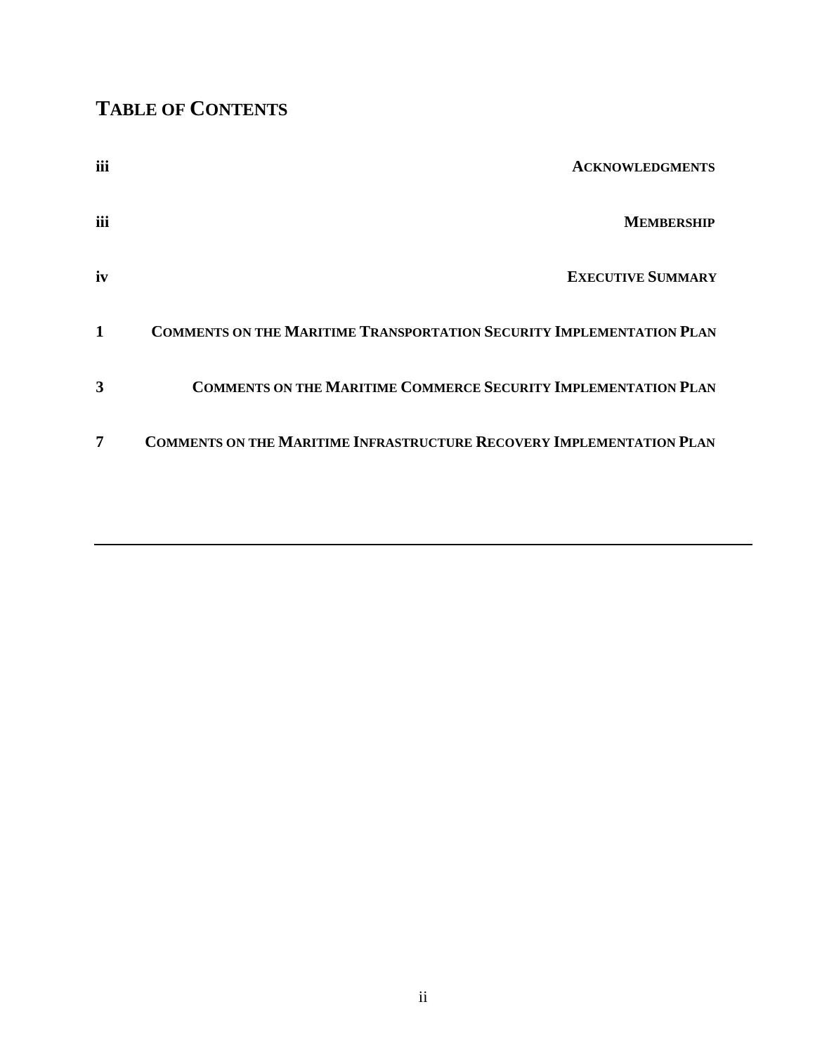## TABLE OF CONTENTS

| | |
|---|---|
| iii | ACKNOWLEDGMENTS |
| iii | MEMBERSHIP |
| iv | EXECUTIVE SUMMARY |
| 1 | COMMENTS ON THE MARITIME TRANSPORTATION SECURITY IMPLEMENTATION PLAN |
| 3 | COMMENTS ON THE MARITIME COMMERCE SECURITY IMPLEMENTATION PLAN |
| 7 | COMMENTS ON THE MARITIME INFRASTRUCTURE RECOVERY IMPLEMENTATION PLAN |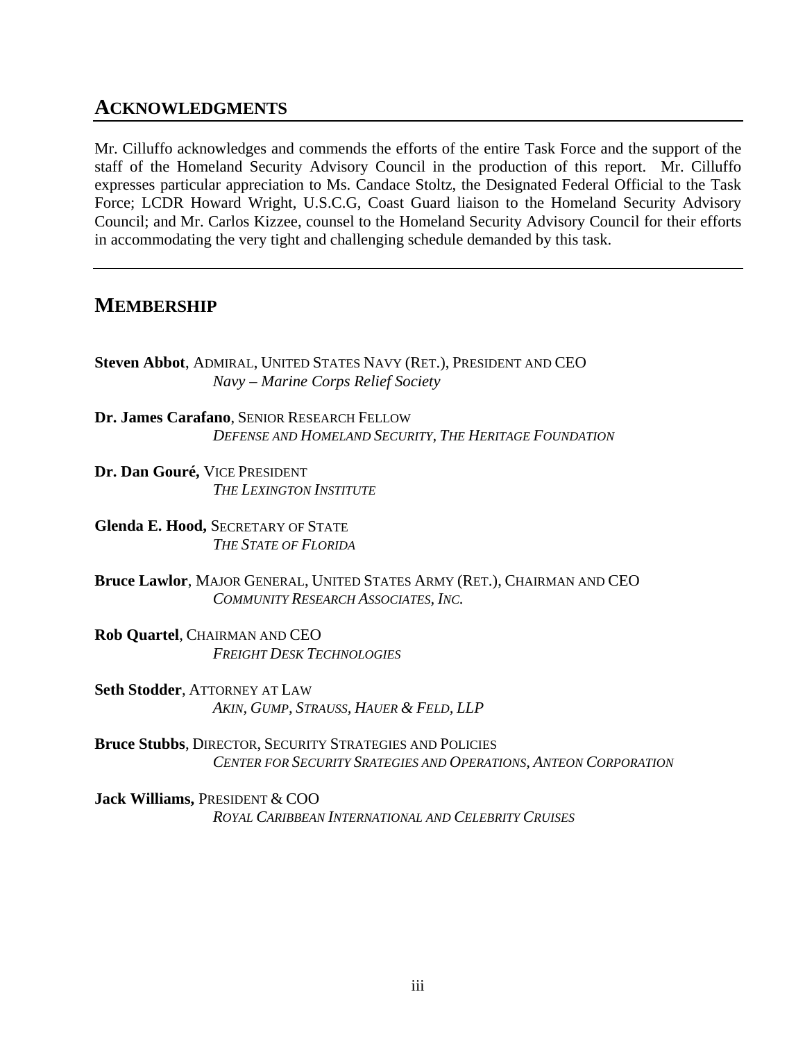## ACKNOWLEDGMENTS

Mr. Cilluffo acknowledges and commends the efforts of the entire Task Force and the support of the staff of the Homeland Security Advisory Council in the production of this report. Mr. Cilluffo expresses particular appreciation to Ms. Candace Stoltz, the Designated Federal Official to the Task Force; LCDR Howard Wright, U.S.C.G, Coast Guard liaison to the Homeland Security Advisory Council; and Mr. Carlos Kizzee, counsel to the Homeland Security Advisory Council for their efforts in accommodating the very tight and challenging schedule demanded by this task.

---

## MEMBERSHIP

**Steven Abbot**, ADMIRAL, UNITED STATES NAVY (RET.), PRESIDENT AND CEO
*Navy – Marine Corps Relief Society*

**Dr. James Carafano**, SENIOR RESEARCH FELLOW
*DEFENSE AND HOMELAND SECURITY, THE HERITAGE FOUNDATION*

**Dr. Dan Gouré,** VICE PRESIDENT
*THE LEXINGTON INSTITUTE*

**Glenda E. Hood,** SECRETARY OF STATE
*THE STATE OF FLORIDA*

**Bruce Lawlor**, MAJOR GENERAL, UNITED STATES ARMY (RET.), CHAIRMAN AND CEO
*COMMUNITY RESEARCH ASSOCIATES, INC.*

**Rob Quartel**, CHAIRMAN AND CEO
*FREIGHT DESK TECHNOLOGIES*

**Seth Stodder**, ATTORNEY AT LAW
*AKIN, GUMP, STRAUSS, HAUER & FELD, LLP*

**Bruce Stubbs**, DIRECTOR, SECURITY STRATEGIES AND POLICIES
*CENTER FOR SECURITY SRATEGIES AND OPERATIONS, ANTEON CORPORATION*

**Jack Williams,** PRESIDENT & COO
*ROYAL CARIBBEAN INTERNATIONAL AND CELEBRITY CRUISES*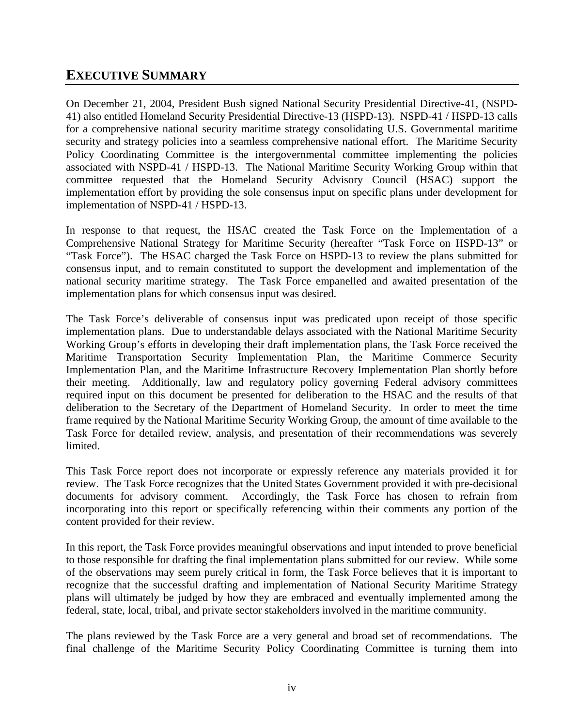# EXECUTIVE SUMMARY

On December 21, 2004, President Bush signed National Security Presidential Directive-41, (NSPD-41) also entitled Homeland Security Presidential Directive-13 (HSPD-13). NSPD-41 / HSPD-13 calls for a comprehensive national security maritime strategy consolidating U.S. Governmental maritime security and strategy policies into a seamless comprehensive national effort. The Maritime Security Policy Coordinating Committee is the intergovernmental committee implementing the policies associated with NSPD-41 / HSPD-13. The National Maritime Security Working Group within that committee requested that the Homeland Security Advisory Council (HSAC) support the implementation effort by providing the sole consensus input on specific plans under development for implementation of NSPD-41 / HSPD-13.

In response to that request, the HSAC created the Task Force on the Implementation of a Comprehensive National Strategy for Maritime Security (hereafter "Task Force on HSPD-13" or "Task Force"). The HSAC charged the Task Force on HSPD-13 to review the plans submitted for consensus input, and to remain constituted to support the development and implementation of the national security maritime strategy. The Task Force empanelled and awaited presentation of the implementation plans for which consensus input was desired.

The Task Force's deliverable of consensus input was predicated upon receipt of those specific implementation plans. Due to understandable delays associated with the National Maritime Security Working Group's efforts in developing their draft implementation plans, the Task Force received the Maritime Transportation Security Implementation Plan, the Maritime Commerce Security Implementation Plan, and the Maritime Infrastructure Recovery Implementation Plan shortly before their meeting. Additionally, law and regulatory policy governing Federal advisory committees required input on this document be presented for deliberation to the HSAC and the results of that deliberation to the Secretary of the Department of Homeland Security. In order to meet the time frame required by the National Maritime Security Working Group, the amount of time available to the Task Force for detailed review, analysis, and presentation of their recommendations was severely limited.

This Task Force report does not incorporate or expressly reference any materials provided it for review. The Task Force recognizes that the United States Government provided it with pre-decisional documents for advisory comment. Accordingly, the Task Force has chosen to refrain from incorporating into this report or specifically referencing within their comments any portion of the content provided for their review.

In this report, the Task Force provides meaningful observations and input intended to prove beneficial to those responsible for drafting the final implementation plans submitted for our review. While some of the observations may seem purely critical in form, the Task Force believes that it is important to recognize that the successful drafting and implementation of National Security Maritime Strategy plans will ultimately be judged by how they are embraced and eventually implemented among the federal, state, local, tribal, and private sector stakeholders involved in the maritime community.

The plans reviewed by the Task Force are a very general and broad set of recommendations. The final challenge of the Maritime Security Policy Coordinating Committee is turning them into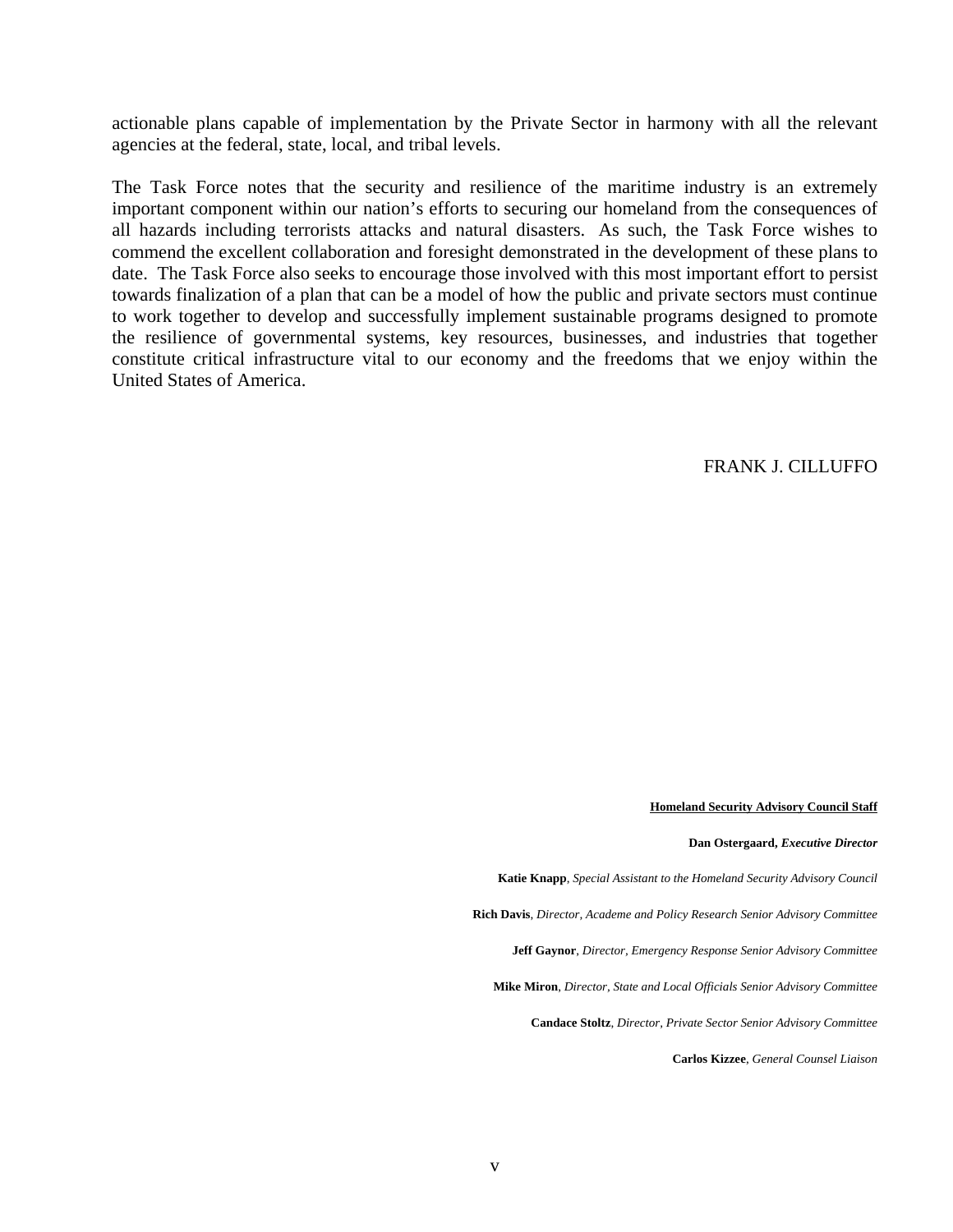actionable plans capable of implementation by the Private Sector in harmony with all the relevant agencies at the federal, state, local, and tribal levels.

The Task Force notes that the security and resilience of the maritime industry is an extremely important component within our nation's efforts to securing our homeland from the consequences of all hazards including terrorists attacks and natural disasters. As such, the Task Force wishes to commend the excellent collaboration and foresight demonstrated in the development of these plans to date. The Task Force also seeks to encourage those involved with this most important effort to persist towards finalization of a plan that can be a model of how the public and private sectors must continue to work together to develop and successfully implement sustainable programs designed to promote the resilience of governmental systems, key resources, businesses, and industries that together constitute critical infrastructure vital to our economy and the freedoms that we enjoy within the United States of America.

FRANK J. CILLUFFO

**Homeland Security Advisory Council Staff**

**Dan Ostergaard,** ***Executive Director***

**Katie Knapp**, *Special Assistant to the Homeland Security Advisory Council*

**Rich Davis**, *Director, Academe and Policy Research Senior Advisory Committee*

**Jeff Gaynor**, *Director, Emergency Response Senior Advisory Committee*

**Mike Miron**, *Director, State and Local Officials Senior Advisory Committee*

**Candace Stoltz**, *Director, Private Sector Senior Advisory Committee*

**Carlos Kizzee**, *General Counsel Liaison*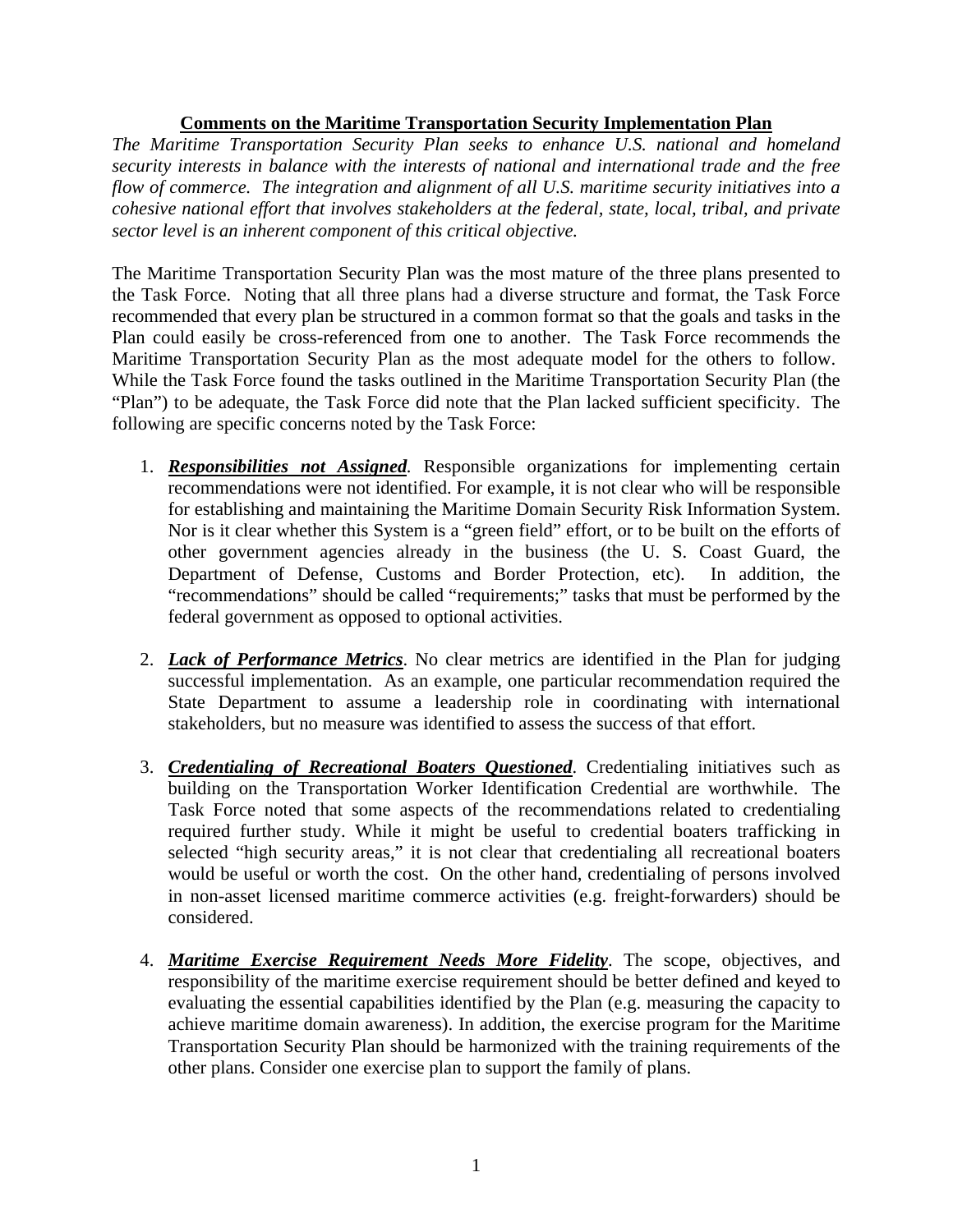**Comments on the Maritime Transportation Security Implementation Plan**

*The Maritime Transportation Security Plan seeks to enhance U.S. national and homeland security interests in balance with the interests of national and international trade and the free flow of commerce. The integration and alignment of all U.S. maritime security initiatives into a cohesive national effort that involves stakeholders at the federal, state, local, tribal, and private sector level is an inherent component of this critical objective.*

The Maritime Transportation Security Plan was the most mature of the three plans presented to the Task Force. Noting that all three plans had a diverse structure and format, the Task Force recommended that every plan be structured in a common format so that the goals and tasks in the Plan could easily be cross-referenced from one to another. The Task Force recommends the Maritime Transportation Security Plan as the most adequate model for the others to follow. While the Task Force found the tasks outlined in the Maritime Transportation Security Plan (the "Plan") to be adequate, the Task Force did note that the Plan lacked sufficient specificity. The following are specific concerns noted by the Task Force:

1. ***Responsibilities not Assigned***. Responsible organizations for implementing certain recommendations were not identified. For example, it is not clear who will be responsible for establishing and maintaining the Maritime Domain Security Risk Information System. Nor is it clear whether this System is a "green field" effort, or to be built on the efforts of other government agencies already in the business (the U. S. Coast Guard, the Department of Defense, Customs and Border Protection, etc). In addition, the "recommendations" should be called "requirements;" tasks that must be performed by the federal government as opposed to optional activities.

2. ***Lack of Performance Metrics***. No clear metrics are identified in the Plan for judging successful implementation. As an example, one particular recommendation required the State Department to assume a leadership role in coordinating with international stakeholders, but no measure was identified to assess the success of that effort.

3. ***Credentialing of Recreational Boaters Questioned***. Credentialing initiatives such as building on the Transportation Worker Identification Credential are worthwhile. The Task Force noted that some aspects of the recommendations related to credentialing required further study. While it might be useful to credential boaters trafficking in selected "high security areas," it is not clear that credentialing all recreational boaters would be useful or worth the cost. On the other hand, credentialing of persons involved in non-asset licensed maritime commerce activities (e.g. freight-forwarders) should be considered.

4. ***Maritime Exercise Requirement Needs More Fidelity***. The scope, objectives, and responsibility of the maritime exercise requirement should be better defined and keyed to evaluating the essential capabilities identified by the Plan (e.g. measuring the capacity to achieve maritime domain awareness). In addition, the exercise program for the Maritime Transportation Security Plan should be harmonized with the training requirements of the other plans. Consider one exercise plan to support the family of plans.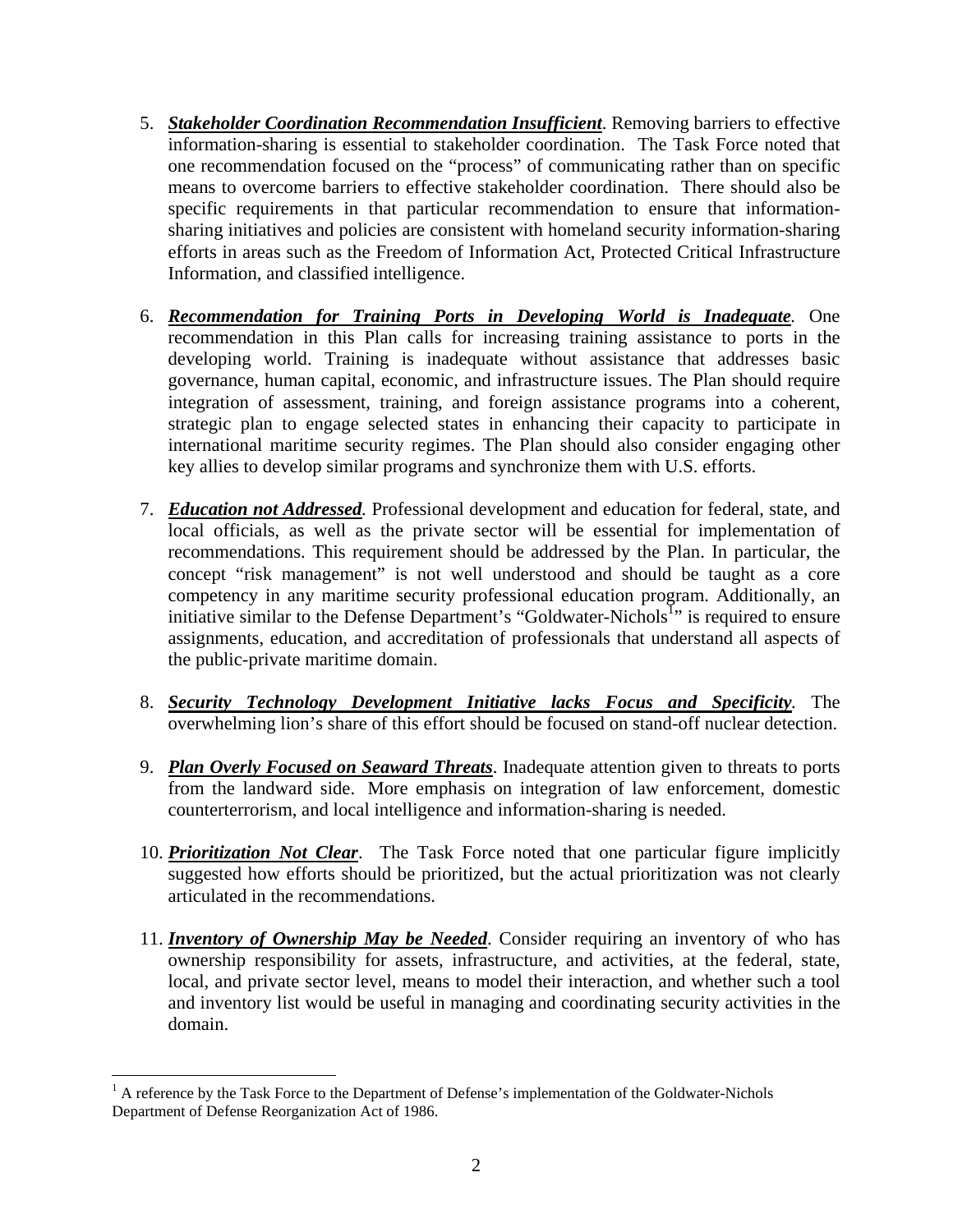5. ***Stakeholder Coordination Recommendation Insufficient***. Removing barriers to effective information-sharing is essential to stakeholder coordination. The Task Force noted that one recommendation focused on the "process" of communicating rather than on specific means to overcome barriers to effective stakeholder coordination. There should also be specific requirements in that particular recommendation to ensure that information-sharing initiatives and policies are consistent with homeland security information-sharing efforts in areas such as the Freedom of Information Act, Protected Critical Infrastructure Information, and classified intelligence.

6. ***Recommendation for Training Ports in Developing World is Inadequate***. One recommendation in this Plan calls for increasing training assistance to ports in the developing world. Training is inadequate without assistance that addresses basic governance, human capital, economic, and infrastructure issues. The Plan should require integration of assessment, training, and foreign assistance programs into a coherent, strategic plan to engage selected states in enhancing their capacity to participate in international maritime security regimes. The Plan should also consider engaging other key allies to develop similar programs and synchronize them with U.S. efforts.

7. ***Education not Addressed***. Professional development and education for federal, state, and local officials, as well as the private sector will be essential for implementation of recommendations. This requirement should be addressed by the Plan. In particular, the concept "risk management" is not well understood and should be taught as a core competency in any maritime security professional education program. Additionally, an initiative similar to the Defense Department's "Goldwater-Nichols[1]" is required to ensure assignments, education, and accreditation of professionals that understand all aspects of the public-private maritime domain.

8. ***Security Technology Development Initiative lacks Focus and Specificity***. The overwhelming lion's share of this effort should be focused on stand-off nuclear detection.

9. ***Plan Overly Focused on Seaward Threats***. Inadequate attention given to threats to ports from the landward side. More emphasis on integration of law enforcement, domestic counterterrorism, and local intelligence and information-sharing is needed.

10. ***Prioritization Not Clear***. The Task Force noted that one particular figure implicitly suggested how efforts should be prioritized, but the actual prioritization was not clearly articulated in the recommendations.

11. ***Inventory of Ownership May be Needed***. Consider requiring an inventory of who has ownership responsibility for assets, infrastructure, and activities, at the federal, state, local, and private sector level, means to model their interaction, and whether such a tool and inventory list would be useful in managing and coordinating security activities in the domain.

---

[1] A reference by the Task Force to the Department of Defense's implementation of the Goldwater-Nichols Department of Defense Reorganization Act of 1986.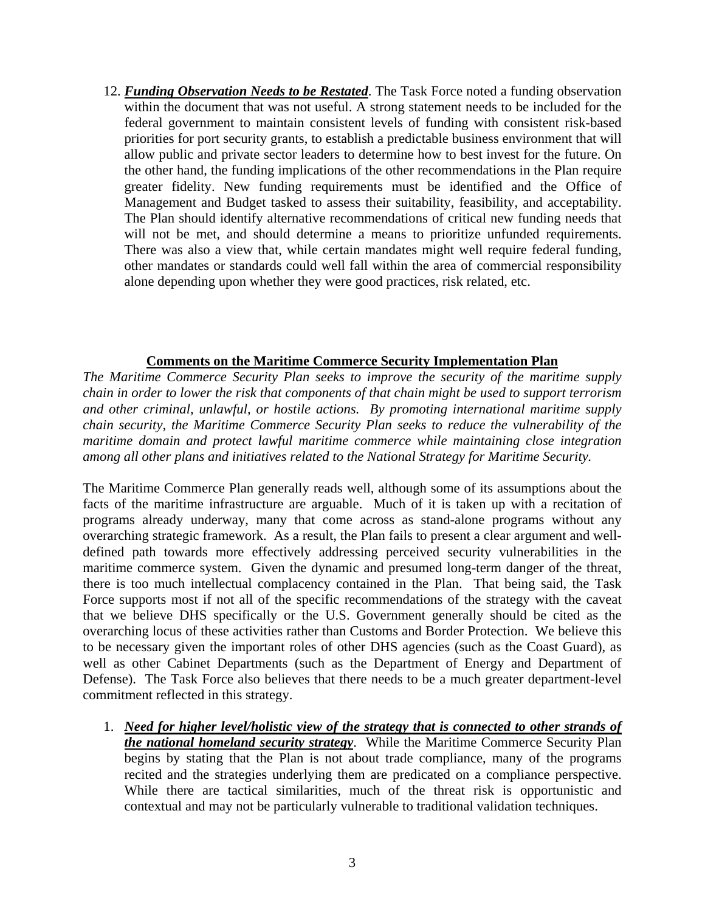12. ***Funding Observation Needs to be Restated***. The Task Force noted a funding observation within the document that was not useful. A strong statement needs to be included for the federal government to maintain consistent levels of funding with consistent risk-based priorities for port security grants, to establish a predictable business environment that will allow public and private sector leaders to determine how to best invest for the future. On the other hand, the funding implications of the other recommendations in the Plan require greater fidelity. New funding requirements must be identified and the Office of Management and Budget tasked to assess their suitability, feasibility, and acceptability. The Plan should identify alternative recommendations of critical new funding needs that will not be met, and should determine a means to prioritize unfunded requirements. There was also a view that, while certain mandates might well require federal funding, other mandates or standards could well fall within the area of commercial responsibility alone depending upon whether they were good practices, risk related, etc.

## Comments on the Maritime Commerce Security Implementation Plan

*The Maritime Commerce Security Plan seeks to improve the security of the maritime supply chain in order to lower the risk that components of that chain might be used to support terrorism and other criminal, unlawful, or hostile actions. By promoting international maritime supply chain security, the Maritime Commerce Security Plan seeks to reduce the vulnerability of the maritime domain and protect lawful maritime commerce while maintaining close integration among all other plans and initiatives related to the National Strategy for Maritime Security.*

The Maritime Commerce Plan generally reads well, although some of its assumptions about the facts of the maritime infrastructure are arguable. Much of it is taken up with a recitation of programs already underway, many that come across as stand-alone programs without any overarching strategic framework. As a result, the Plan fails to present a clear argument and well-defined path towards more effectively addressing perceived security vulnerabilities in the maritime commerce system. Given the dynamic and presumed long-term danger of the threat, there is too much intellectual complacency contained in the Plan. That being said, the Task Force supports most if not all of the specific recommendations of the strategy with the caveat that we believe DHS specifically or the U.S. Government generally should be cited as the overarching locus of these activities rather than Customs and Border Protection. We believe this to be necessary given the important roles of other DHS agencies (such as the Coast Guard), as well as other Cabinet Departments (such as the Department of Energy and Department of Defense). The Task Force also believes that there needs to be a much greater department-level commitment reflected in this strategy.

1. ***Need for higher level/holistic view of the strategy that is connected to other strands of the national homeland security strategy***. While the Maritime Commerce Security Plan begins by stating that the Plan is not about trade compliance, many of the programs recited and the strategies underlying them are predicated on a compliance perspective. While there are tactical similarities, much of the threat risk is opportunistic and contextual and may not be particularly vulnerable to traditional validation techniques.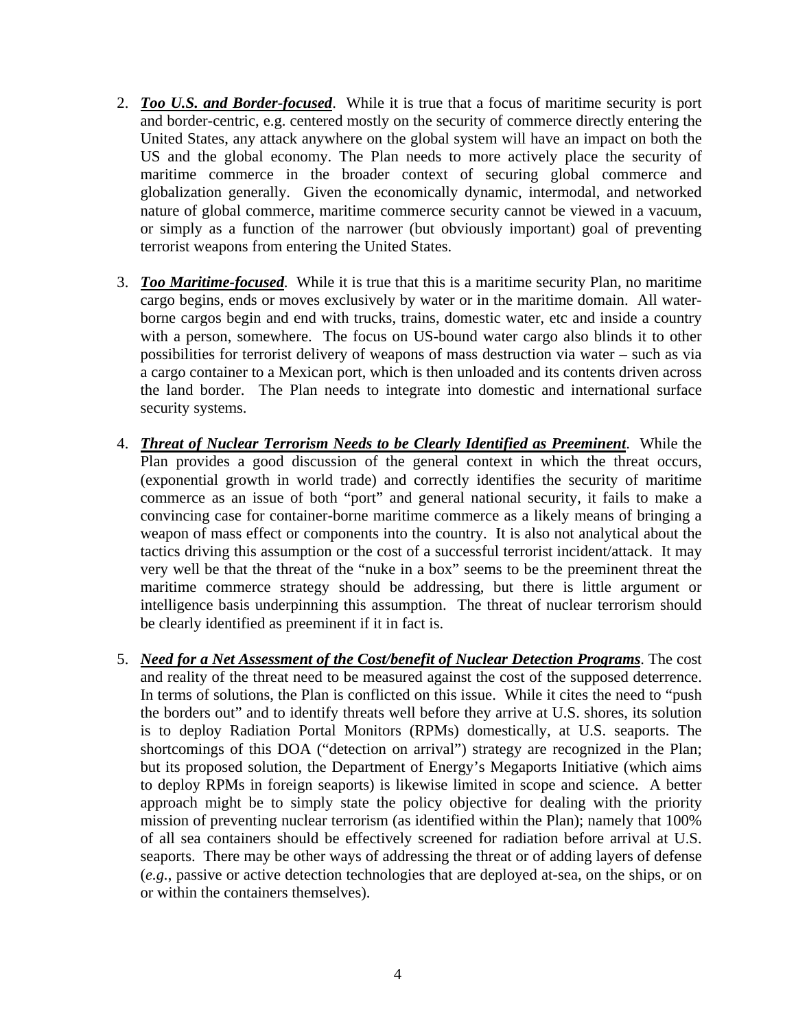2. ***Too U.S. and Border-focused***. While it is true that a focus of maritime security is port and border-centric, e.g. centered mostly on the security of commerce directly entering the United States, any attack anywhere on the global system will have an impact on both the US and the global economy. The Plan needs to more actively place the security of maritime commerce in the broader context of securing global commerce and globalization generally. Given the economically dynamic, intermodal, and networked nature of global commerce, maritime commerce security cannot be viewed in a vacuum, or simply as a function of the narrower (but obviously important) goal of preventing terrorist weapons from entering the United States.

3. ***Too Maritime-focused***. While it is true that this is a maritime security Plan, no maritime cargo begins, ends or moves exclusively by water or in the maritime domain. All water-borne cargos begin and end with trucks, trains, domestic water, etc and inside a country with a person, somewhere. The focus on US-bound water cargo also blinds it to other possibilities for terrorist delivery of weapons of mass destruction via water – such as via a cargo container to a Mexican port, which is then unloaded and its contents driven across the land border. The Plan needs to integrate into domestic and international surface security systems.

4. ***Threat of Nuclear Terrorism Needs to be Clearly Identified as Preeminent***. While the Plan provides a good discussion of the general context in which the threat occurs, (exponential growth in world trade) and correctly identifies the security of maritime commerce as an issue of both "port" and general national security, it fails to make a convincing case for container-borne maritime commerce as a likely means of bringing a weapon of mass effect or components into the country. It is also not analytical about the tactics driving this assumption or the cost of a successful terrorist incident/attack. It may very well be that the threat of the "nuke in a box" seems to be the preeminent threat the maritime commerce strategy should be addressing, but there is little argument or intelligence basis underpinning this assumption. The threat of nuclear terrorism should be clearly identified as preeminent if it in fact is.

5. ***Need for a Net Assessment of the Cost/benefit of Nuclear Detection Programs***. The cost and reality of the threat need to be measured against the cost of the supposed deterrence. In terms of solutions, the Plan is conflicted on this issue. While it cites the need to "push the borders out" and to identify threats well before they arrive at U.S. shores, its solution is to deploy Radiation Portal Monitors (RPMs) domestically, at U.S. seaports. The shortcomings of this DOA ("detection on arrival") strategy are recognized in the Plan; but its proposed solution, the Department of Energy's Megaports Initiative (which aims to deploy RPMs in foreign seaports) is likewise limited in scope and science. A better approach might be to simply state the policy objective for dealing with the priority mission of preventing nuclear terrorism (as identified within the Plan); namely that 100% of all sea containers should be effectively screened for radiation before arrival at U.S. seaports. There may be other ways of addressing the threat or of adding layers of defense (*e.g.*, passive or active detection technologies that are deployed at-sea, on the ships, or on or within the containers themselves).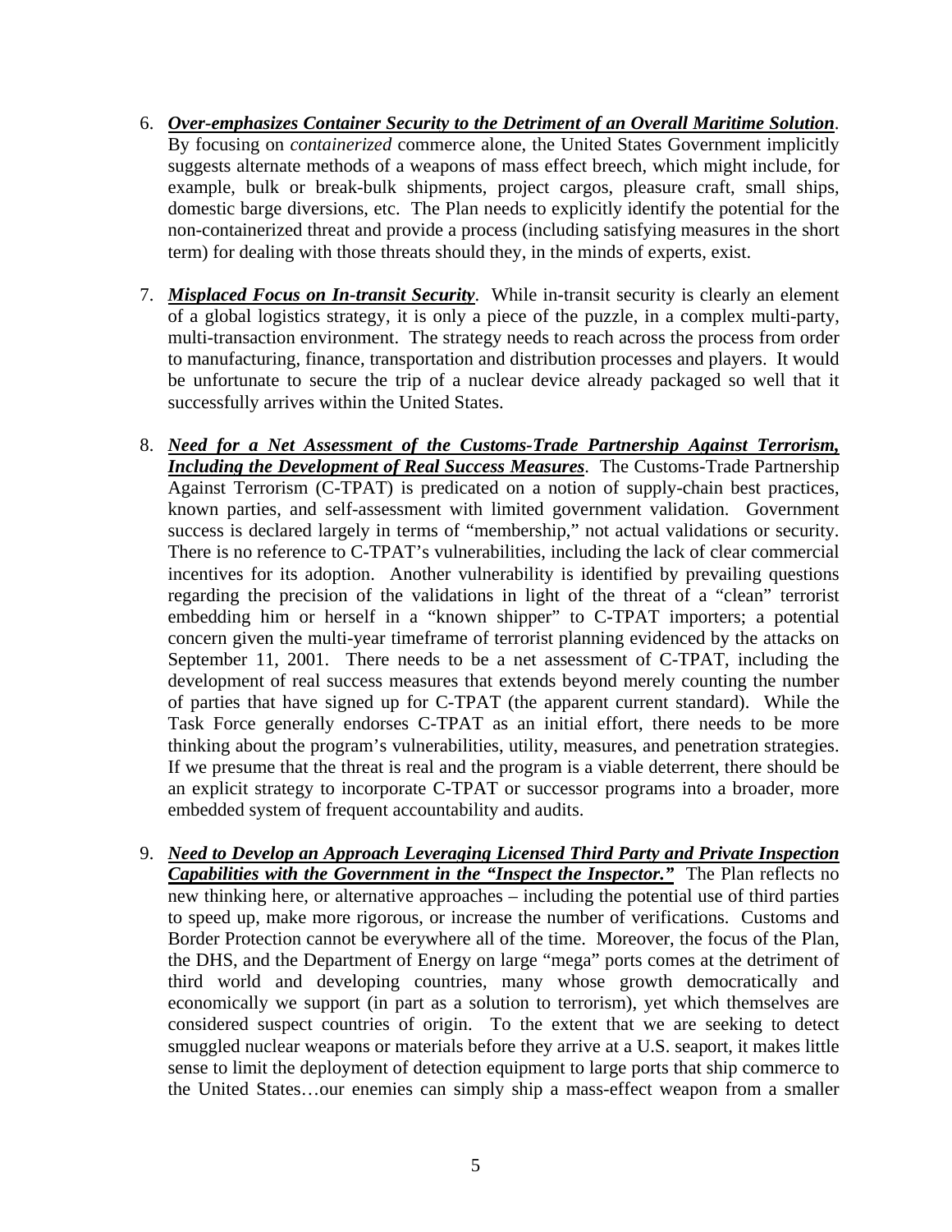6. ***Over-emphasizes Container Security to the Detriment of an Overall Maritime Solution***. By focusing on *containerized* commerce alone, the United States Government implicitly suggests alternate methods of a weapons of mass effect breech, which might include, for example, bulk or break-bulk shipments, project cargos, pleasure craft, small ships, domestic barge diversions, etc. The Plan needs to explicitly identify the potential for the non-containerized threat and provide a process (including satisfying measures in the short term) for dealing with those threats should they, in the minds of experts, exist.

7. ***Misplaced Focus on In-transit Security***. While in-transit security is clearly an element of a global logistics strategy, it is only a piece of the puzzle, in a complex multi-party, multi-transaction environment. The strategy needs to reach across the process from order to manufacturing, finance, transportation and distribution processes and players. It would be unfortunate to secure the trip of a nuclear device already packaged so well that it successfully arrives within the United States.

8. ***Need for a Net Assessment of the Customs-Trade Partnership Against Terrorism, Including the Development of Real Success Measures***. The Customs-Trade Partnership Against Terrorism (C-TPAT) is predicated on a notion of supply-chain best practices, known parties, and self-assessment with limited government validation. Government success is declared largely in terms of "membership," not actual validations or security. There is no reference to C-TPAT's vulnerabilities, including the lack of clear commercial incentives for its adoption. Another vulnerability is identified by prevailing questions regarding the precision of the validations in light of the threat of a "clean" terrorist embedding him or herself in a "known shipper" to C-TPAT importers; a potential concern given the multi-year timeframe of terrorist planning evidenced by the attacks on September 11, 2001. There needs to be a net assessment of C-TPAT, including the development of real success measures that extends beyond merely counting the number of parties that have signed up for C-TPAT (the apparent current standard). While the Task Force generally endorses C-TPAT as an initial effort, there needs to be more thinking about the program's vulnerabilities, utility, measures, and penetration strategies. If we presume that the threat is real and the program is a viable deterrent, there should be an explicit strategy to incorporate C-TPAT or successor programs into a broader, more embedded system of frequent accountability and audits.

9. ***Need to Develop an Approach Leveraging Licensed Third Party and Private Inspection Capabilities with the Government in the "Inspect the Inspector."*** The Plan reflects no new thinking here, or alternative approaches – including the potential use of third parties to speed up, make more rigorous, or increase the number of verifications. Customs and Border Protection cannot be everywhere all of the time. Moreover, the focus of the Plan, the DHS, and the Department of Energy on large "mega" ports comes at the detriment of third world and developing countries, many whose growth democratically and economically we support (in part as a solution to terrorism), yet which themselves are considered suspect countries of origin. To the extent that we are seeking to detect smuggled nuclear weapons or materials before they arrive at a U.S. seaport, it makes little sense to limit the deployment of detection equipment to large ports that ship commerce to the United States…our enemies can simply ship a mass-effect weapon from a smaller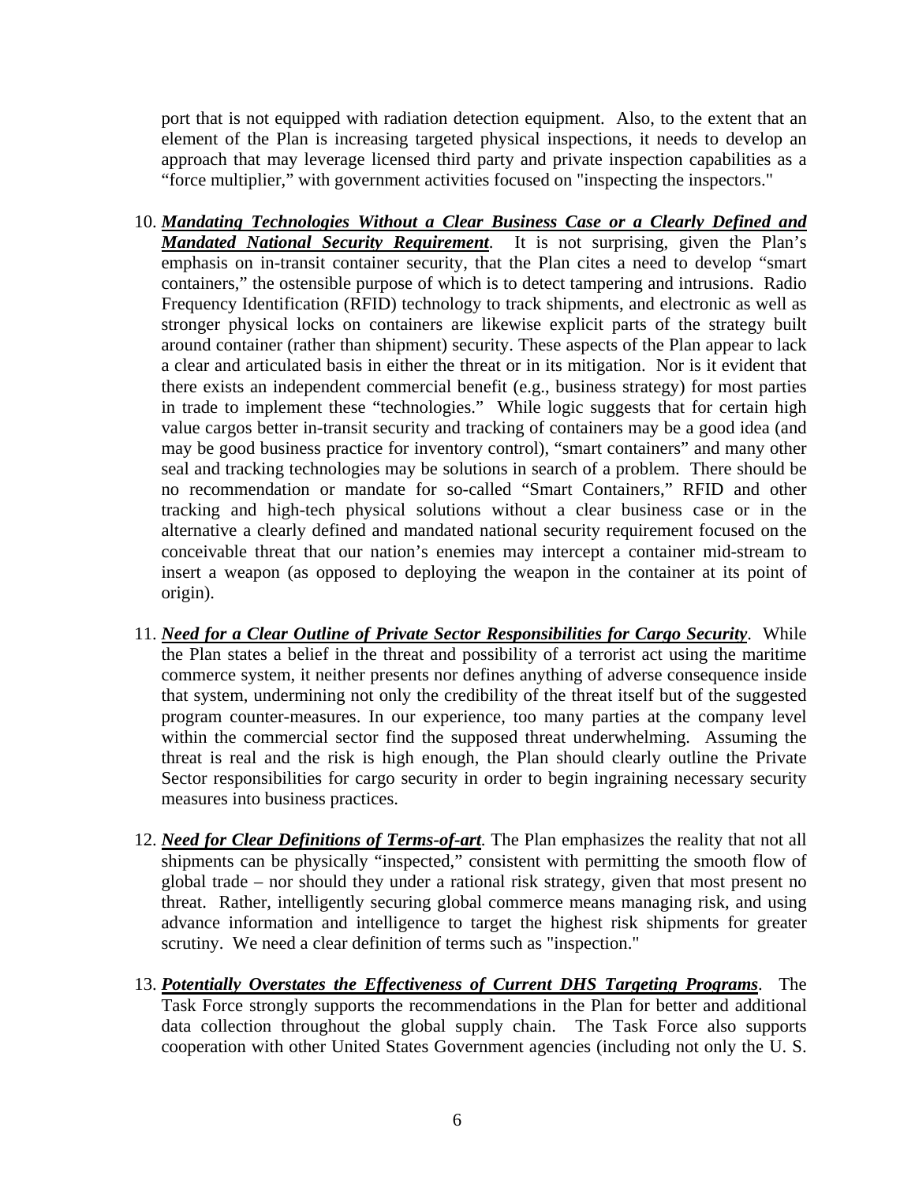port that is not equipped with radiation detection equipment. Also, to the extent that an element of the Plan is increasing targeted physical inspections, it needs to develop an approach that may leverage licensed third party and private inspection capabilities as a "force multiplier," with government activities focused on "inspecting the inspectors."

10. ***Mandating Technologies Without a Clear Business Case or a Clearly Defined and Mandated National Security Requirement***. It is not surprising, given the Plan's emphasis on in-transit container security, that the Plan cites a need to develop "smart containers," the ostensible purpose of which is to detect tampering and intrusions. Radio Frequency Identification (RFID) technology to track shipments, and electronic as well as stronger physical locks on containers are likewise explicit parts of the strategy built around container (rather than shipment) security. These aspects of the Plan appear to lack a clear and articulated basis in either the threat or in its mitigation. Nor is it evident that there exists an independent commercial benefit (e.g., business strategy) for most parties in trade to implement these "technologies." While logic suggests that for certain high value cargos better in-transit security and tracking of containers may be a good idea (and may be good business practice for inventory control), "smart containers" and many other seal and tracking technologies may be solutions in search of a problem. There should be no recommendation or mandate for so-called "Smart Containers," RFID and other tracking and high-tech physical solutions without a clear business case or in the alternative a clearly defined and mandated national security requirement focused on the conceivable threat that our nation's enemies may intercept a container mid-stream to insert a weapon (as opposed to deploying the weapon in the container at its point of origin).

11. ***Need for a Clear Outline of Private Sector Responsibilities for Cargo Security***. While the Plan states a belief in the threat and possibility of a terrorist act using the maritime commerce system, it neither presents nor defines anything of adverse consequence inside that system, undermining not only the credibility of the threat itself but of the suggested program counter-measures. In our experience, too many parties at the company level within the commercial sector find the supposed threat underwhelming. Assuming the threat is real and the risk is high enough, the Plan should clearly outline the Private Sector responsibilities for cargo security in order to begin ingraining necessary security measures into business practices.

12. ***Need for Clear Definitions of Terms-of-art***. The Plan emphasizes the reality that not all shipments can be physically "inspected," consistent with permitting the smooth flow of global trade – nor should they under a rational risk strategy, given that most present no threat. Rather, intelligently securing global commerce means managing risk, and using advance information and intelligence to target the highest risk shipments for greater scrutiny. We need a clear definition of terms such as "inspection."

13. ***Potentially Overstates the Effectiveness of Current DHS Targeting Programs***. The Task Force strongly supports the recommendations in the Plan for better and additional data collection throughout the global supply chain. The Task Force also supports cooperation with other United States Government agencies (including not only the U. S.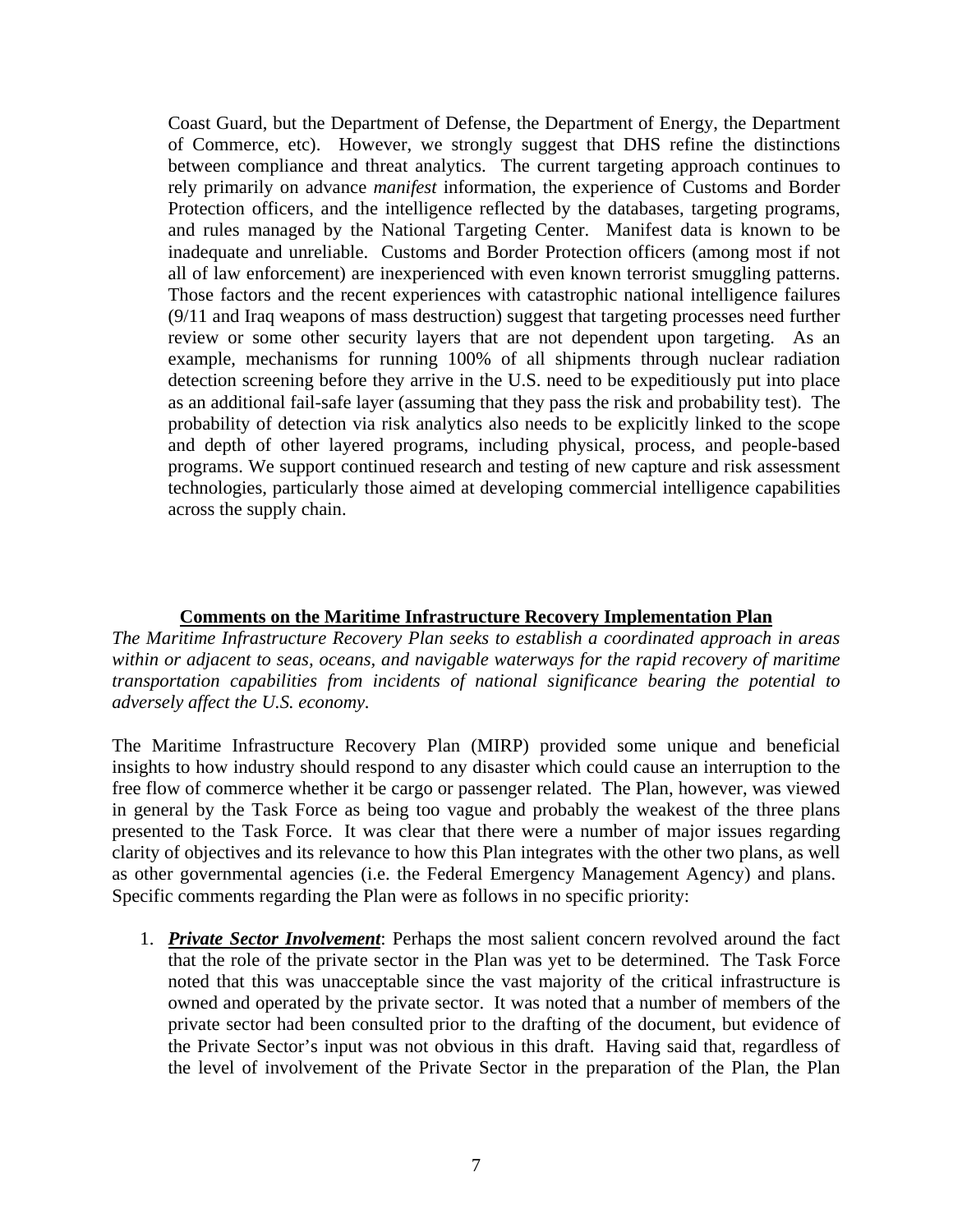Coast Guard, but the Department of Defense, the Department of Energy, the Department of Commerce, etc). However, we strongly suggest that DHS refine the distinctions between compliance and threat analytics. The current targeting approach continues to rely primarily on advance *manifest* information, the experience of Customs and Border Protection officers, and the intelligence reflected by the databases, targeting programs, and rules managed by the National Targeting Center. Manifest data is known to be inadequate and unreliable. Customs and Border Protection officers (among most if not all of law enforcement) are inexperienced with even known terrorist smuggling patterns. Those factors and the recent experiences with catastrophic national intelligence failures (9/11 and Iraq weapons of mass destruction) suggest that targeting processes need further review or some other security layers that are not dependent upon targeting. As an example, mechanisms for running 100% of all shipments through nuclear radiation detection screening before they arrive in the U.S. need to be expeditiously put into place as an additional fail-safe layer (assuming that they pass the risk and probability test). The probability of detection via risk analytics also needs to be explicitly linked to the scope and depth of other layered programs, including physical, process, and people-based programs. We support continued research and testing of new capture and risk assessment technologies, particularly those aimed at developing commercial intelligence capabilities across the supply chain.

## Comments on the Maritime Infrastructure Recovery Implementation Plan

*The Maritime Infrastructure Recovery Plan seeks to establish a coordinated approach in areas within or adjacent to seas, oceans, and navigable waterways for the rapid recovery of maritime transportation capabilities from incidents of national significance bearing the potential to adversely affect the U.S. economy.*

The Maritime Infrastructure Recovery Plan (MIRP) provided some unique and beneficial insights to how industry should respond to any disaster which could cause an interruption to the free flow of commerce whether it be cargo or passenger related. The Plan, however, was viewed in general by the Task Force as being too vague and probably the weakest of the three plans presented to the Task Force. It was clear that there were a number of major issues regarding clarity of objectives and its relevance to how this Plan integrates with the other two plans, as well as other governmental agencies (i.e. the Federal Emergency Management Agency) and plans. Specific comments regarding the Plan were as follows in no specific priority:

1. ***Private Sector Involvement***: Perhaps the most salient concern revolved around the fact that the role of the private sector in the Plan was yet to be determined. The Task Force noted that this was unacceptable since the vast majority of the critical infrastructure is owned and operated by the private sector. It was noted that a number of members of the private sector had been consulted prior to the drafting of the document, but evidence of the Private Sector's input was not obvious in this draft. Having said that, regardless of the level of involvement of the Private Sector in the preparation of the Plan, the Plan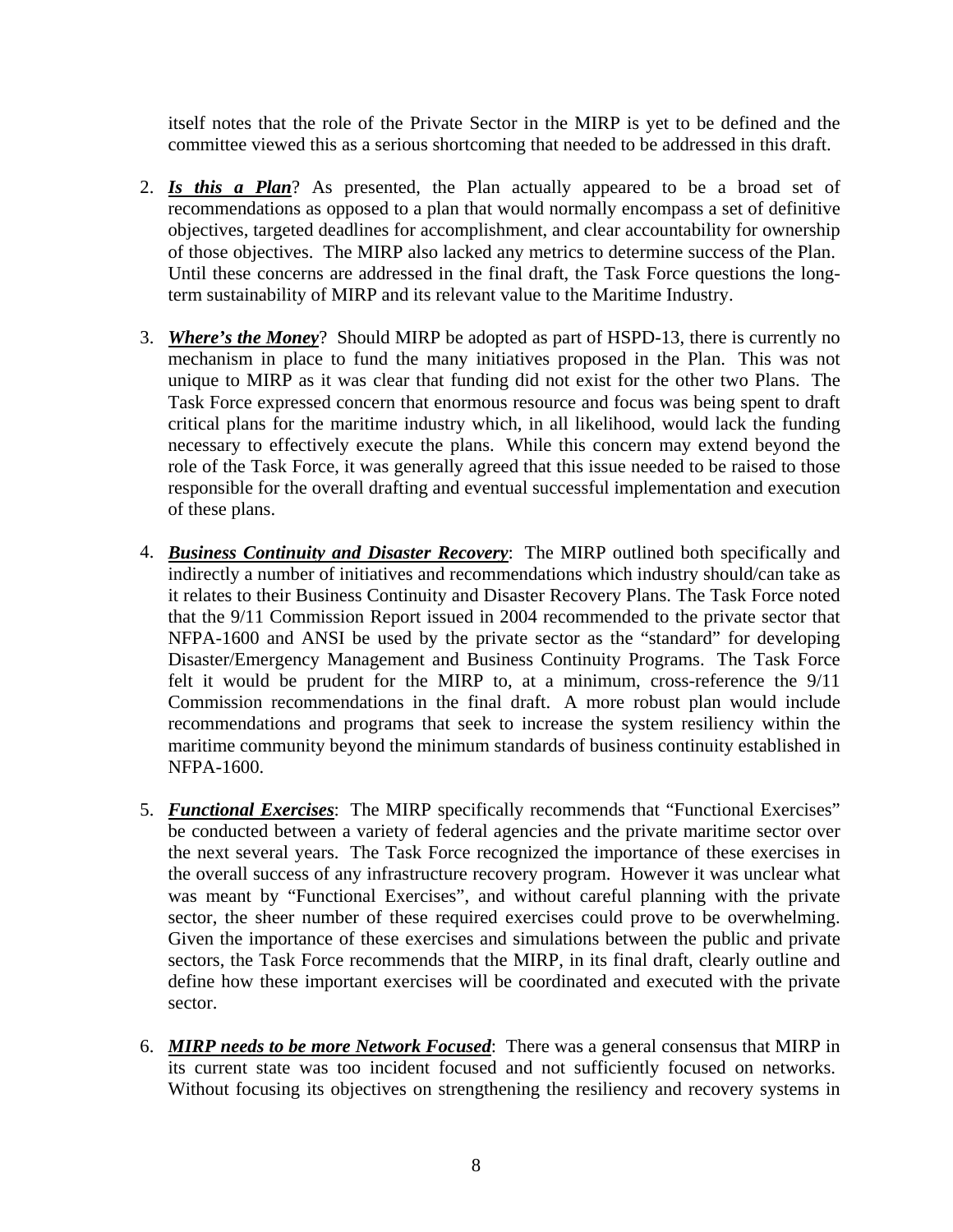itself notes that the role of the Private Sector in the MIRP is yet to be defined and the committee viewed this as a serious shortcoming that needed to be addressed in this draft.

2. ***Is this a Plan***? As presented, the Plan actually appeared to be a broad set of recommendations as opposed to a plan that would normally encompass a set of definitive objectives, targeted deadlines for accomplishment, and clear accountability for ownership of those objectives. The MIRP also lacked any metrics to determine success of the Plan. Until these concerns are addressed in the final draft, the Task Force questions the long-term sustainability of MIRP and its relevant value to the Maritime Industry.

3. ***Where's the Money***? Should MIRP be adopted as part of HSPD-13, there is currently no mechanism in place to fund the many initiatives proposed in the Plan. This was not unique to MIRP as it was clear that funding did not exist for the other two Plans. The Task Force expressed concern that enormous resource and focus was being spent to draft critical plans for the maritime industry which, in all likelihood, would lack the funding necessary to effectively execute the plans. While this concern may extend beyond the role of the Task Force, it was generally agreed that this issue needed to be raised to those responsible for the overall drafting and eventual successful implementation and execution of these plans.

4. ***Business Continuity and Disaster Recovery***: The MIRP outlined both specifically and indirectly a number of initiatives and recommendations which industry should/can take as it relates to their Business Continuity and Disaster Recovery Plans. The Task Force noted that the 9/11 Commission Report issued in 2004 recommended to the private sector that NFPA-1600 and ANSI be used by the private sector as the "standard" for developing Disaster/Emergency Management and Business Continuity Programs. The Task Force felt it would be prudent for the MIRP to, at a minimum, cross-reference the 9/11 Commission recommendations in the final draft. A more robust plan would include recommendations and programs that seek to increase the system resiliency within the maritime community beyond the minimum standards of business continuity established in NFPA-1600.

5. ***Functional Exercises***: The MIRP specifically recommends that "Functional Exercises" be conducted between a variety of federal agencies and the private maritime sector over the next several years. The Task Force recognized the importance of these exercises in the overall success of any infrastructure recovery program. However it was unclear what was meant by "Functional Exercises", and without careful planning with the private sector, the sheer number of these required exercises could prove to be overwhelming. Given the importance of these exercises and simulations between the public and private sectors, the Task Force recommends that the MIRP, in its final draft, clearly outline and define how these important exercises will be coordinated and executed with the private sector.

6. ***MIRP needs to be more Network Focused***: There was a general consensus that MIRP in its current state was too incident focused and not sufficiently focused on networks. Without focusing its objectives on strengthening the resiliency and recovery systems in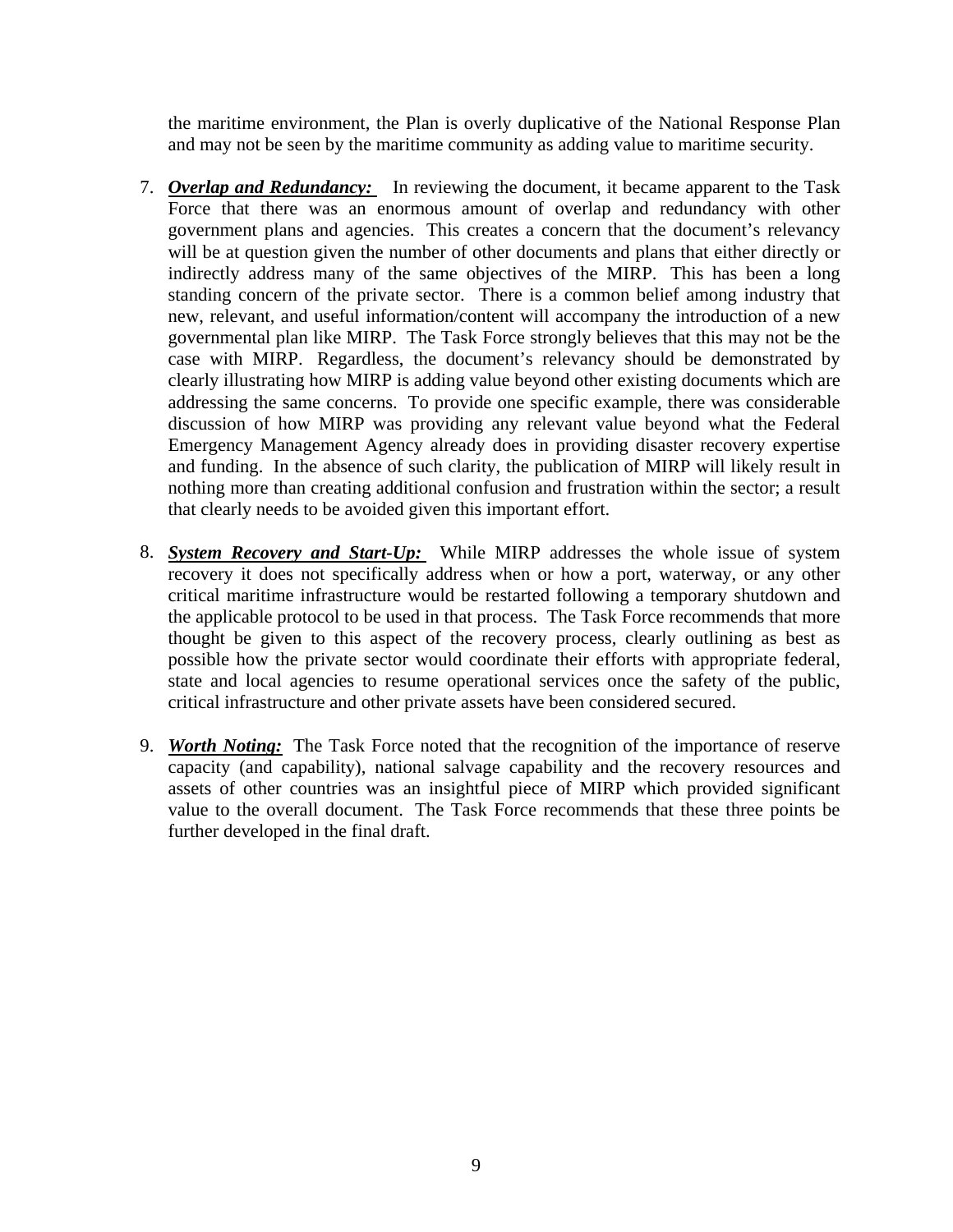the maritime environment, the Plan is overly duplicative of the National Response Plan and may not be seen by the maritime community as adding value to maritime security.

7. ***Overlap and Redundancy:*** In reviewing the document, it became apparent to the Task Force that there was an enormous amount of overlap and redundancy with other government plans and agencies. This creates a concern that the document's relevancy will be at question given the number of other documents and plans that either directly or indirectly address many of the same objectives of the MIRP. This has been a long standing concern of the private sector. There is a common belief among industry that new, relevant, and useful information/content will accompany the introduction of a new governmental plan like MIRP. The Task Force strongly believes that this may not be the case with MIRP. Regardless, the document's relevancy should be demonstrated by clearly illustrating how MIRP is adding value beyond other existing documents which are addressing the same concerns. To provide one specific example, there was considerable discussion of how MIRP was providing any relevant value beyond what the Federal Emergency Management Agency already does in providing disaster recovery expertise and funding. In the absence of such clarity, the publication of MIRP will likely result in nothing more than creating additional confusion and frustration within the sector; a result that clearly needs to be avoided given this important effort.

8. ***System Recovery and Start-Up:*** While MIRP addresses the whole issue of system recovery it does not specifically address when or how a port, waterway, or any other critical maritime infrastructure would be restarted following a temporary shutdown and the applicable protocol to be used in that process. The Task Force recommends that more thought be given to this aspect of the recovery process, clearly outlining as best as possible how the private sector would coordinate their efforts with appropriate federal, state and local agencies to resume operational services once the safety of the public, critical infrastructure and other private assets have been considered secured.

9. ***Worth Noting:*** The Task Force noted that the recognition of the importance of reserve capacity (and capability), national salvage capability and the recovery resources and assets of other countries was an insightful piece of MIRP which provided significant value to the overall document. The Task Force recommends that these three points be further developed in the final draft.